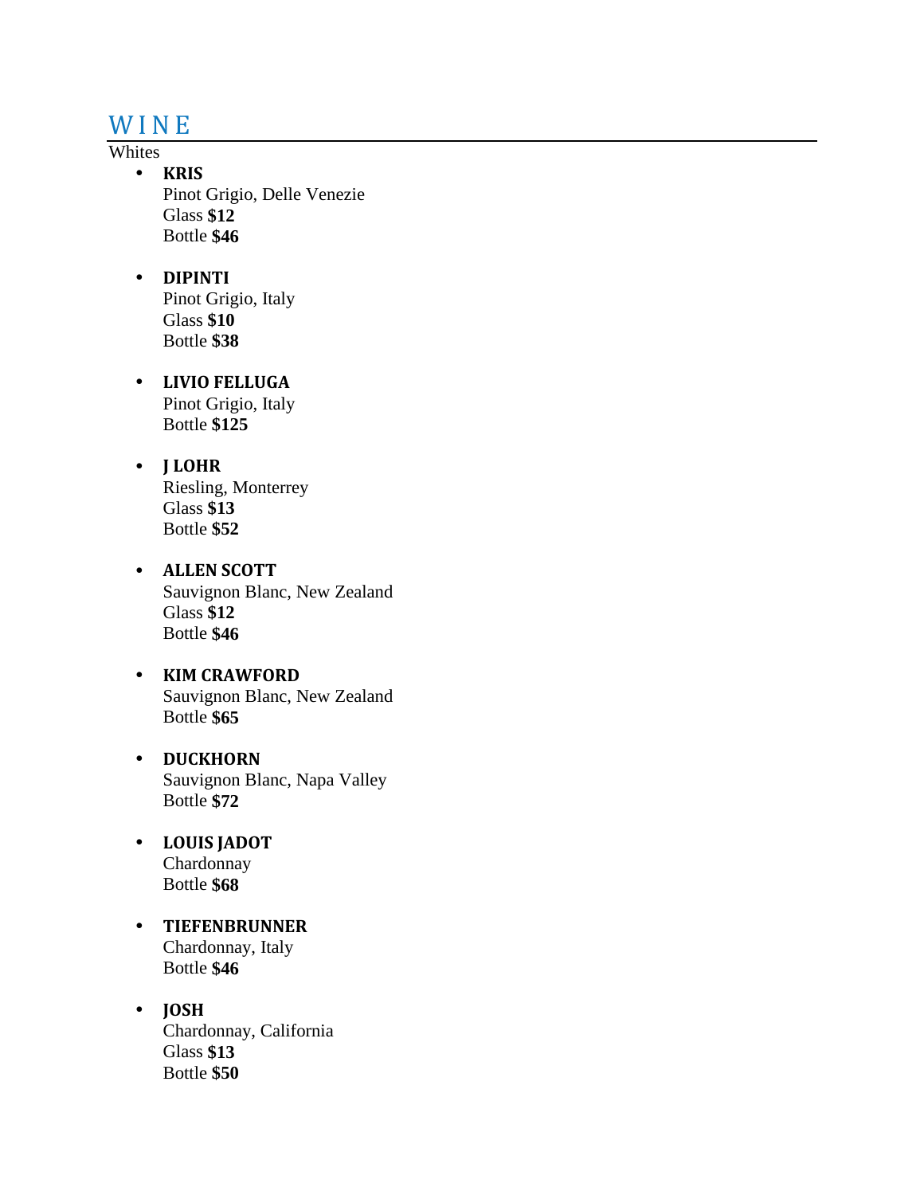# WINE

Whites

- **KRIS**
  Pinot Grigio, Delle Venezie
  Glass **$12**
  Bottle **$46**

- **DIPINTI**
  Pinot Grigio, Italy
  Glass **$10**
  Bottle **$38**

- **LIVIO FELLUGA**
  Pinot Grigio, Italy
  Bottle **$125**

- **J LOHR**
  Riesling, Monterrey
  Glass **$13**
  Bottle **$52**

- **ALLEN SCOTT**
  Sauvignon Blanc, New Zealand
  Glass **$12**
  Bottle **$46**

- **KIM CRAWFORD**
  Sauvignon Blanc, New Zealand
  Bottle **$65**

- **DUCKHORN**
  Sauvignon Blanc, Napa Valley
  Bottle **$72**

- **LOUIS JADOT**
  Chardonnay
  Bottle **$68**

- **TIEFENBRUNNER**
  Chardonnay, Italy
  Bottle **$46**

- **JOSH**
  Chardonnay, California
  Glass **$13**
  Bottle **$50**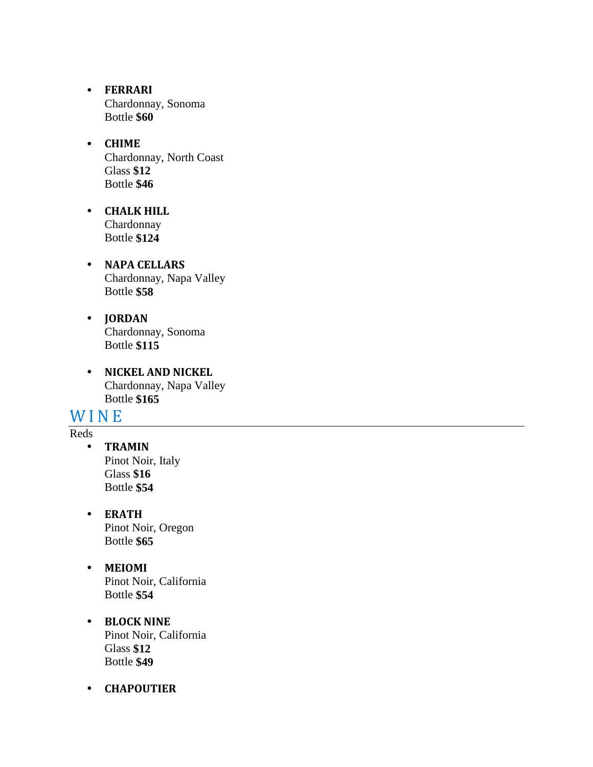- **FERRARI**
  Chardonnay, Sonoma
  Bottle **$60**

- **CHIME**
  Chardonnay, North Coast
  Glass **$12**
  Bottle **$46**

- **CHALK HILL**
  Chardonnay
  Bottle **$124**

- **NAPA CELLARS**
  Chardonnay, Napa Valley
  Bottle **$58**

- **JORDAN**
  Chardonnay, Sonoma
  Bottle **$115**

- **NICKEL AND NICKEL**
  Chardonnay, Napa Valley
  Bottle **$165**

# WINE

Reds

- **TRAMIN**
  Pinot Noir, Italy
  Glass **$16**
  Bottle **$54**

- **ERATH**
  Pinot Noir, Oregon
  Bottle **$65**

- **MEIOMI**
  Pinot Noir, California
  Bottle **$54**

- **BLOCK NINE**
  Pinot Noir, California
  Glass **$12**
  Bottle **$49**

- **CHAPOUTIER**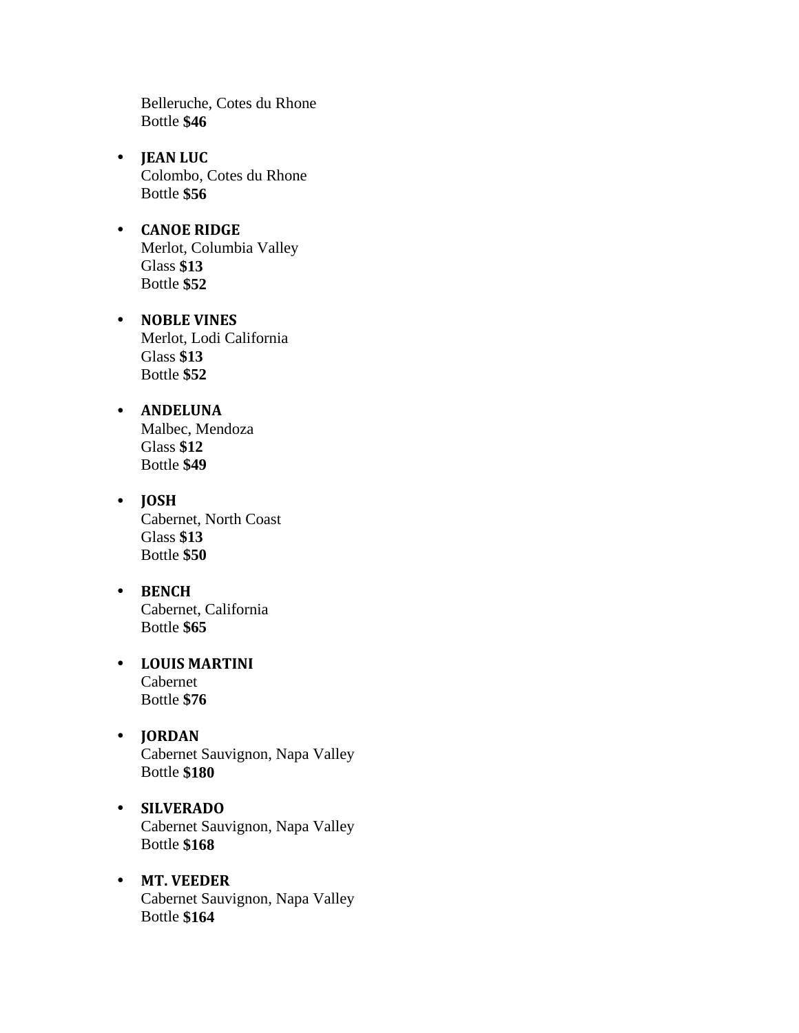Belleruche, Cotes du Rhone
Bottle **$46**

- **JEAN LUC**
  Colombo, Cotes du Rhone
  Bottle **$56**

- **CANOE RIDGE**
  Merlot, Columbia Valley
  Glass **$13**
  Bottle **$52**

- **NOBLE VINES**
  Merlot, Lodi California
  Glass **$13**
  Bottle **$52**

- **ANDELUNA**
  Malbec, Mendoza
  Glass **$12**
  Bottle **$49**

- **JOSH**
  Cabernet, North Coast
  Glass **$13**
  Bottle **$50**

- **BENCH**
  Cabernet, California
  Bottle **$65**

- **LOUIS MARTINI**
  Cabernet
  Bottle **$76**

- **JORDAN**
  Cabernet Sauvignon, Napa Valley
  Bottle **$180**

- **SILVERADO**
  Cabernet Sauvignon, Napa Valley
  Bottle **$168**

- **MT. VEEDER**
  Cabernet Sauvignon, Napa Valley
  Bottle **$164**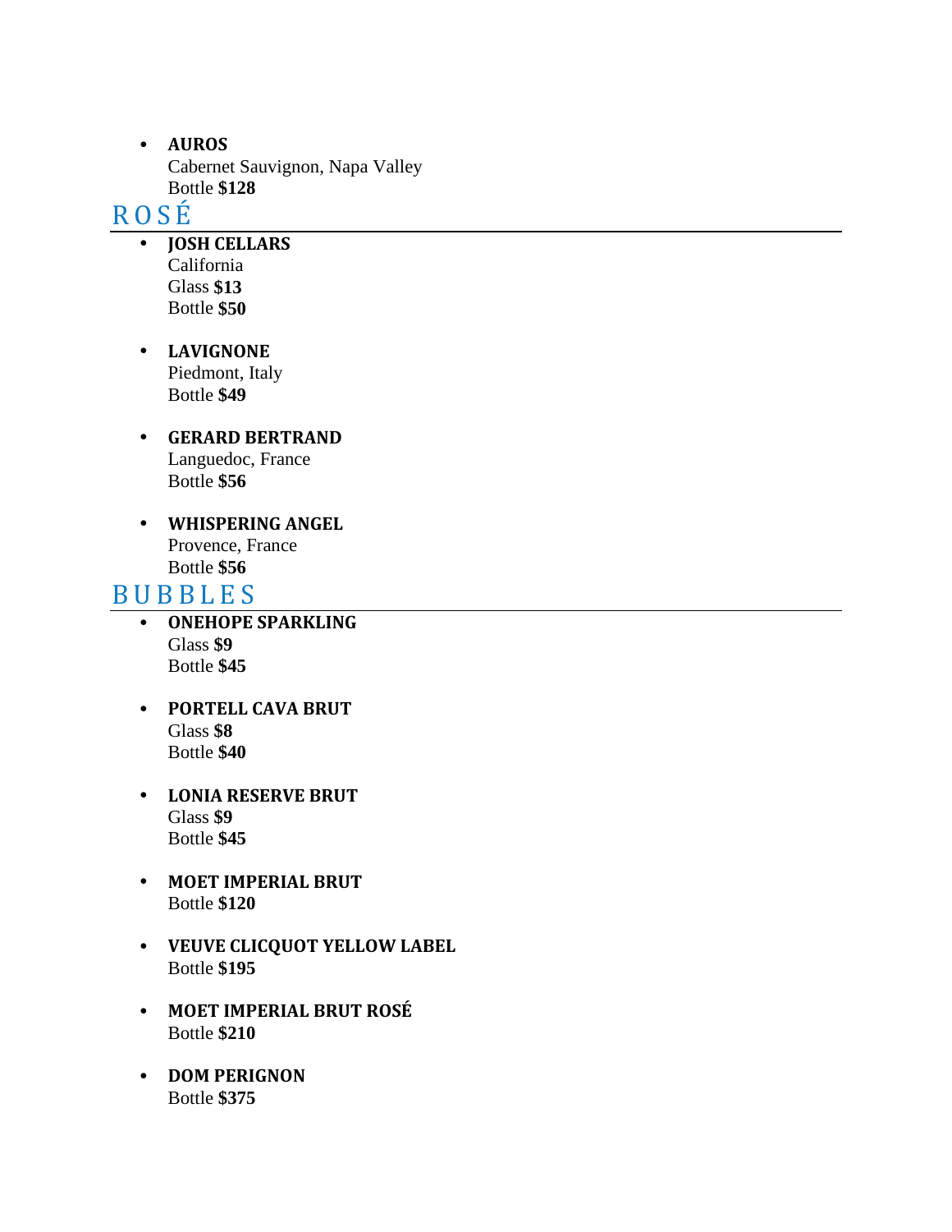- **AUROS**
  Cabernet Sauvignon, Napa Valley
  Bottle **$128**

## ROSÉ

- **JOSH CELLARS**
  California
  Glass **$13**
  Bottle **$50**

- **LAVIGNONE**
  Piedmont, Italy
  Bottle **$49**

- **GERARD BERTRAND**
  Languedoc, France
  Bottle **$56**

- **WHISPERING ANGEL**
  Provence, France
  Bottle **$56**

## BUBBLES

- **ONEHOPE SPARKLING**
  Glass **$9**
  Bottle **$45**

- **PORTELL CAVA BRUT**
  Glass **$8**
  Bottle **$40**

- **LONIA RESERVE BRUT**
  Glass **$9**
  Bottle **$45**

- **MOET IMPERIAL BRUT**
  Bottle **$120**

- **VEUVE CLICQUOT YELLOW LABEL**
  Bottle **$195**

- **MOET IMPERIAL BRUT ROSÉ**
  Bottle **$210**

- **DOM PERIGNON**
  Bottle **$375**